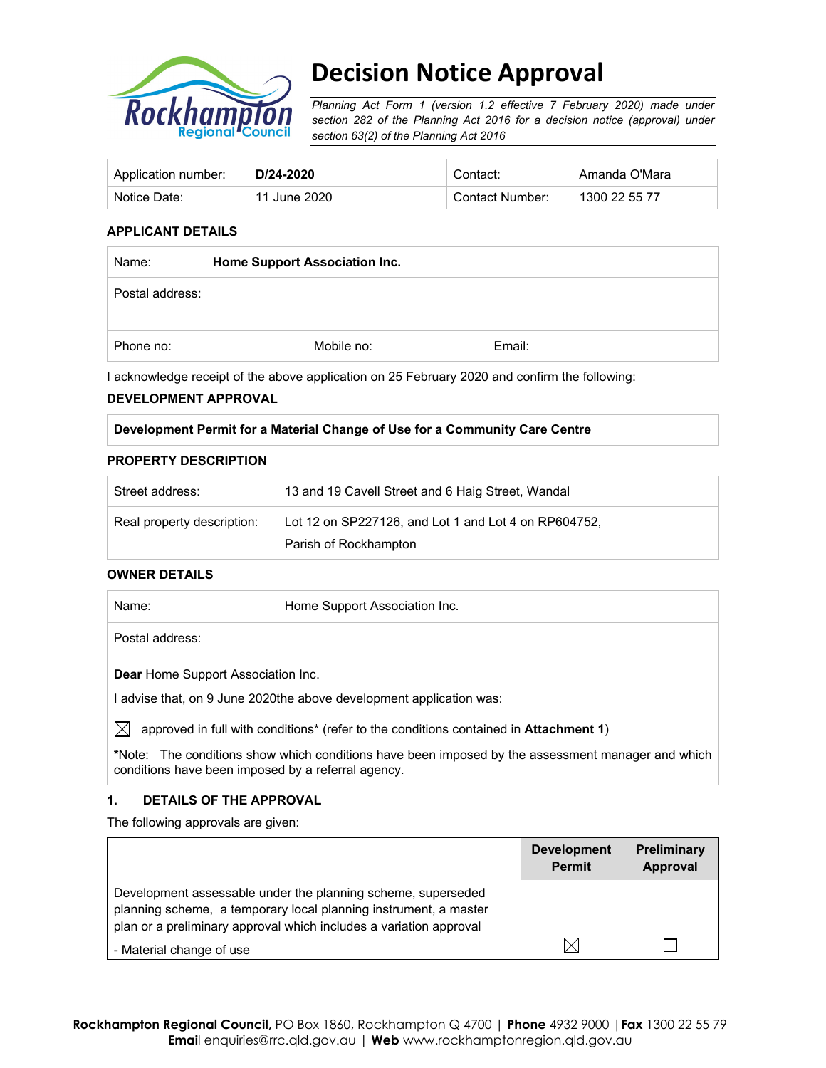# Decision Notice Approval

*Planning Act Form 1 (version 1.2 effective 7 February 2020) made under section 282 of the Planning Act 2016 for a decision notice (approval) under section 63(2) of the Planning Act 2016*

| Application number: | **D/24-2020** | Contact: | Amanda O'Mara |
|---|---|---|---|
| Notice Date: | 11 June 2020 | Contact Number: | 1300 22 55 77 |

### APPLICANT DETAILS

| Name: | **Home Support Association Inc.** | |
|---|---|---|
| Postal address: | | |
| Phone no: | Mobile no: | Email: |

I acknowledge receipt of the above application on 25 February 2020 and confirm the following:

### DEVELOPMENT APPROVAL

| **Development Permit for a Material Change of Use for a Community Care Centre** |
|---|

### PROPERTY DESCRIPTION

| Street address: | 13 and 19 Cavell Street and 6 Haig Street, Wandal |
|---|---|
| Real property description: | Lot 12 on SP227126, and Lot 1 and Lot 4 on RP604752, Parish of Rockhampton |

### OWNER DETAILS

| Name: | Home Support Association Inc. |
|---|---|
| Postal address: | |

**Dear** Home Support Association Inc.

I advise that, on 9 June 2020the above development application was:

☒ approved in full with conditions* (refer to the conditions contained in **Attachment 1**)

***Note:** The conditions show which conditions have been imposed by the assessment manager and which conditions have been imposed by a referral agency.

### 1. DETAILS OF THE APPROVAL

The following approvals are given:

| | Development Permit | Preliminary Approval |
|---|---|---|
| Development assessable under the planning scheme, superseded planning scheme, a temporary local planning instrument, a master plan or a preliminary approval which includes a variation approval<br>- Material change of use | ☒ | ☐ |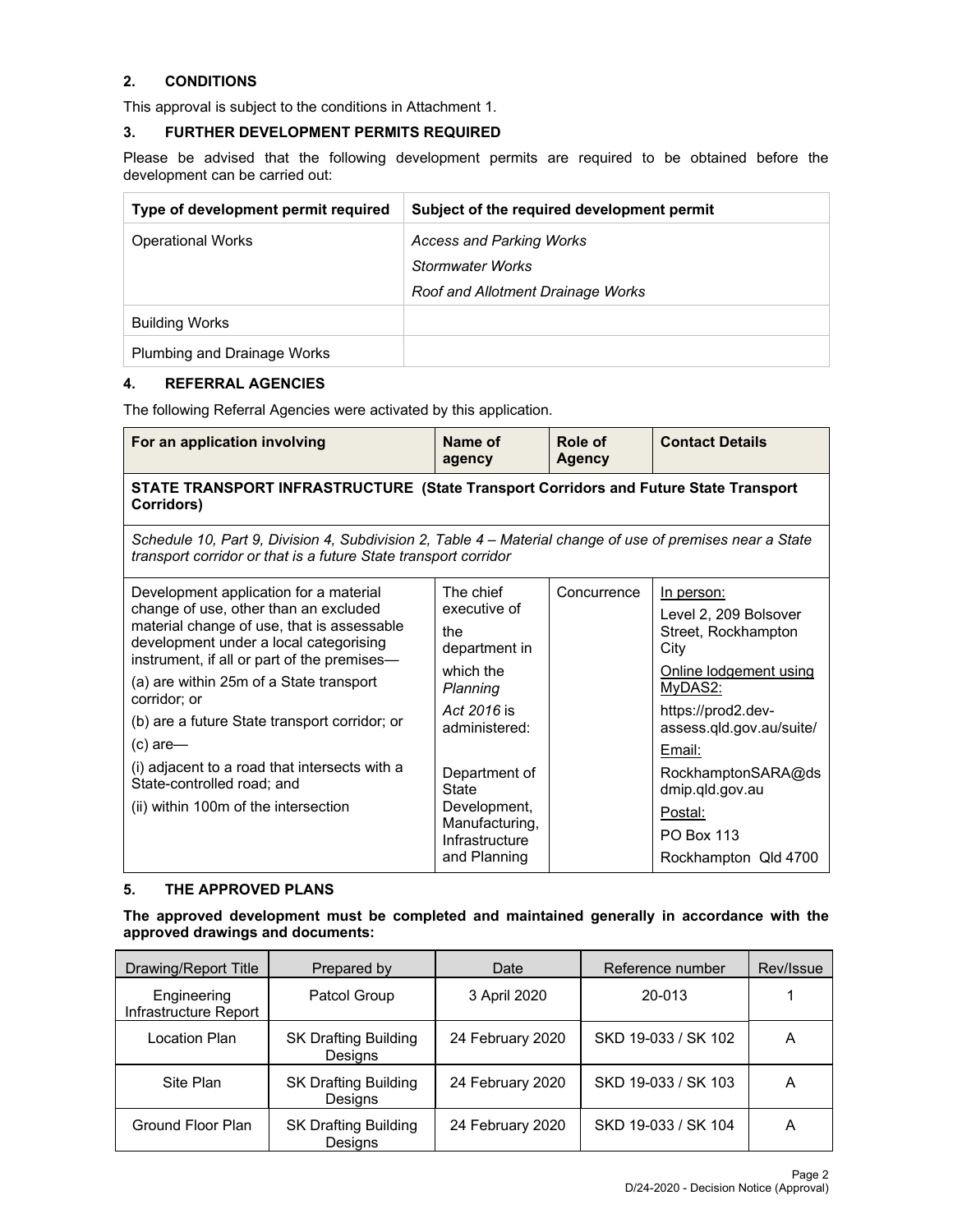## 2. CONDITIONS

This approval is subject to the conditions in Attachment 1.

## 3. FURTHER DEVELOPMENT PERMITS REQUIRED

Please be advised that the following development permits are required to be obtained before the development can be carried out:

| Type of development permit required | Subject of the required development permit |
|---|---|
| Operational Works | *Access and Parking Works*<br>*Stormwater Works*<br>*Roof and Allotment Drainage Works* |
| Building Works | |
| Plumbing and Drainage Works | |

## 4. REFERRAL AGENCIES

The following Referral Agencies were activated by this application.

| For an application involving | Name of agency | Role of Agency | Contact Details |
|---|---|---|---|
| **STATE TRANSPORT INFRASTRUCTURE (State Transport Corridors and Future State Transport Corridors)** | | | |
| *Schedule 10, Part 9, Division 4, Subdivision 2, Table 4 – Material change of use of premises near a State transport corridor or that is a future State transport corridor* | | | |
| Development application for a material change of use, other than an excluded material change of use, that is assessable development under a local categorising instrument, if all or part of the premises—<br>(a) are within 25m of a State transport corridor; or<br>(b) are a future State transport corridor; or<br>(c) are—<br>(i) adjacent to a road that intersects with a State-controlled road; and<br>(ii) within 100m of the intersection | The chief executive of the department in which the *Planning Act 2016* is administered:<br><br>Department of State Development, Manufacturing, Infrastructure and Planning | Concurrence | In person:<br>Level 2, 209 Bolsover Street, Rockhampton City<br>Online lodgement using MyDAS2:<br>https://prod2.dev-assess.qld.gov.au/suite/<br>Email:<br>RockhamptonSARA@dsdmip.qld.gov.au<br>Postal:<br>PO Box 113<br>Rockhampton Qld 4700 |

## 5. THE APPROVED PLANS

**The approved development must be completed and maintained generally in accordance with the approved drawings and documents:**

| Drawing/Report Title | Prepared by | Date | Reference number | Rev/Issue |
|---|---|---|---|---|
| Engineering Infrastructure Report | Patcol Group | 3 April 2020 | 20-013 | 1 |
| Location Plan | SK Drafting Building Designs | 24 February 2020 | SKD 19-033 / SK 102 | A |
| Site Plan | SK Drafting Building Designs | 24 February 2020 | SKD 19-033 / SK 103 | A |
| Ground Floor Plan | SK Drafting Building Designs | 24 February 2020 | SKD 19-033 / SK 104 | A |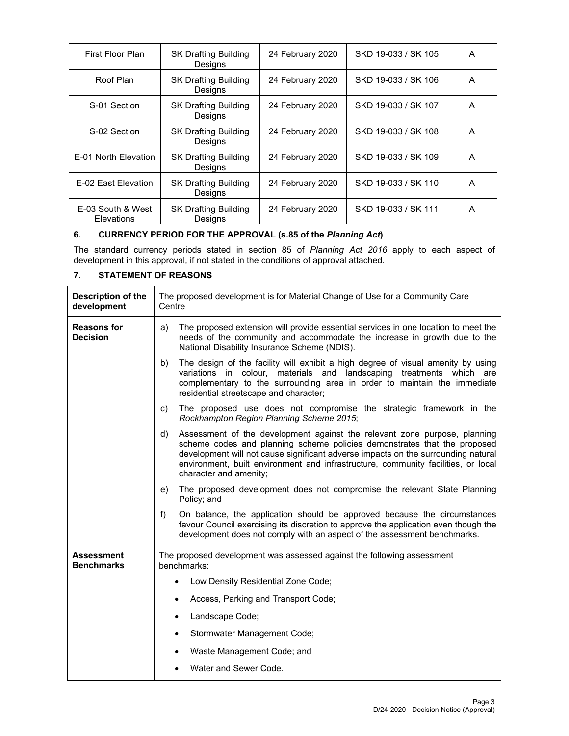| First Floor Plan | SK Drafting Building Designs | 24 February 2020 | SKD 19-033 / SK 105 | A |
|---|---|---|---|---|
| Roof Plan | SK Drafting Building Designs | 24 February 2020 | SKD 19-033 / SK 106 | A |
| S-01 Section | SK Drafting Building Designs | 24 February 2020 | SKD 19-033 / SK 107 | A |
| S-02 Section | SK Drafting Building Designs | 24 February 2020 | SKD 19-033 / SK 108 | A |
| E-01 North Elevation | SK Drafting Building Designs | 24 February 2020 | SKD 19-033 / SK 109 | A |
| E-02 East Elevation | SK Drafting Building Designs | 24 February 2020 | SKD 19-033 / SK 110 | A |
| E-03 South & West Elevations | SK Drafting Building Designs | 24 February 2020 | SKD 19-033 / SK 111 | A |

## 6. CURRENCY PERIOD FOR THE APPROVAL (s.85 of the *Planning Act*)

The standard currency periods stated in section 85 of *Planning Act 2016* apply to each aspect of development in this approval, if not stated in the conditions of approval attached.

## 7. STATEMENT OF REASONS

| | |
|---|---|
| **Description of the development** | The proposed development is for Material Change of Use for a Community Care Centre |
| **Reasons for Decision** | a) The proposed extension will provide essential services in one location to meet the needs of the community and accommodate the increase in growth due to the National Disability Insurance Scheme (NDIS).<br><br>b) The design of the facility will exhibit a high degree of visual amenity by using variations in colour, materials and landscaping treatments which are complementary to the surrounding area in order to maintain the immediate residential streetscape and character;<br><br>c) The proposed use does not compromise the strategic framework in the *Rockhampton Region Planning Scheme 2015*;<br><br>d) Assessment of the development against the relevant zone purpose, planning scheme codes and planning scheme policies demonstrates that the proposed development will not cause significant adverse impacts on the surrounding natural environment, built environment and infrastructure, community facilities, or local character and amenity;<br><br>e) The proposed development does not compromise the relevant State Planning Policy; and<br><br>f) On balance, the application should be approved because the circumstances favour Council exercising its discretion to approve the application even though the development does not comply with an aspect of the assessment benchmarks. |
| **Assessment Benchmarks** | The proposed development was assessed against the following assessment benchmarks:<br><br>• Low Density Residential Zone Code;<br>• Access, Parking and Transport Code;<br>• Landscape Code;<br>• Stormwater Management Code;<br>• Waste Management Code; and<br>• Water and Sewer Code. |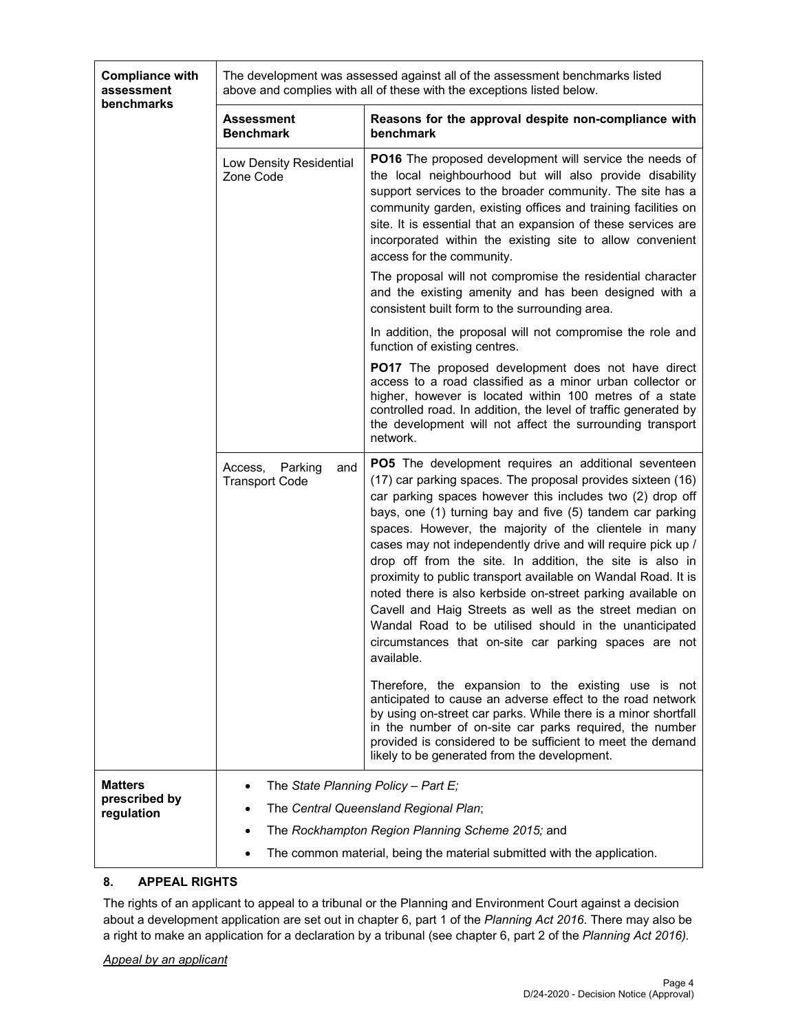| Compliance with assessment benchmarks | The development was assessed against all of the assessment benchmarks listed above and complies with all of these with the exceptions listed below. | |
|---|---|---|
| | **Assessment Benchmark** | **Reasons for the approval despite non-compliance with benchmark** |
| | Low Density Residential Zone Code | **PO16** The proposed development will service the needs of the local neighbourhood but will also provide disability support services to the broader community. The site has a community garden, existing offices and training facilities on site. It is essential that an expansion of these services are incorporated within the existing site to allow convenient access for the community.<br><br>The proposal will not compromise the residential character and the existing amenity and has been designed with a consistent built form to the surrounding area.<br><br>In addition, the proposal will not compromise the role and function of existing centres.<br><br>**PO17** The proposed development does not have direct access to a road classified as a minor urban collector or higher, however is located within 100 metres of a state controlled road. In addition, the level of traffic generated by the development will not affect the surrounding transport network. |
| | Access, Parking and Transport Code | **PO5** The development requires an additional seventeen (17) car parking spaces. The proposal provides sixteen (16) car parking spaces however this includes two (2) drop off bays, one (1) turning bay and five (5) tandem car parking spaces. However, the majority of the clientele in many cases may not independently drive and will require pick up / drop off from the site. In addition, the site is also in proximity to public transport available on Wandal Road. It is noted there is also kerbside on-street parking available on Cavell and Haig Streets as well as the street median on Wandal Road to be utilised should in the unanticipated circumstances that on-site car parking spaces are not available.<br><br>Therefore, the expansion to the existing use is not anticipated to cause an adverse effect to the road network by using on-street car parks. While there is a minor shortfall in the number of on-site car parks required, the number provided is considered to be sufficient to meet the demand likely to be generated from the development. |
| **Matters prescribed by regulation** | • The *State Planning Policy – Part E;*<br>• The *Central Queensland Regional Plan*;<br>• The *Rockhampton Region Planning Scheme 2015;* and<br>• The common material, being the material submitted with the application. | |

## 8. APPEAL RIGHTS

The rights of an applicant to appeal to a tribunal or the Planning and Environment Court against a decision about a development application are set out in chapter 6, part 1 of the *Planning Act 2016*. There may also be a right to make an application for a declaration by a tribunal (see chapter 6, part 2 of the *Planning Act 2016).*

*Appeal by an applicant*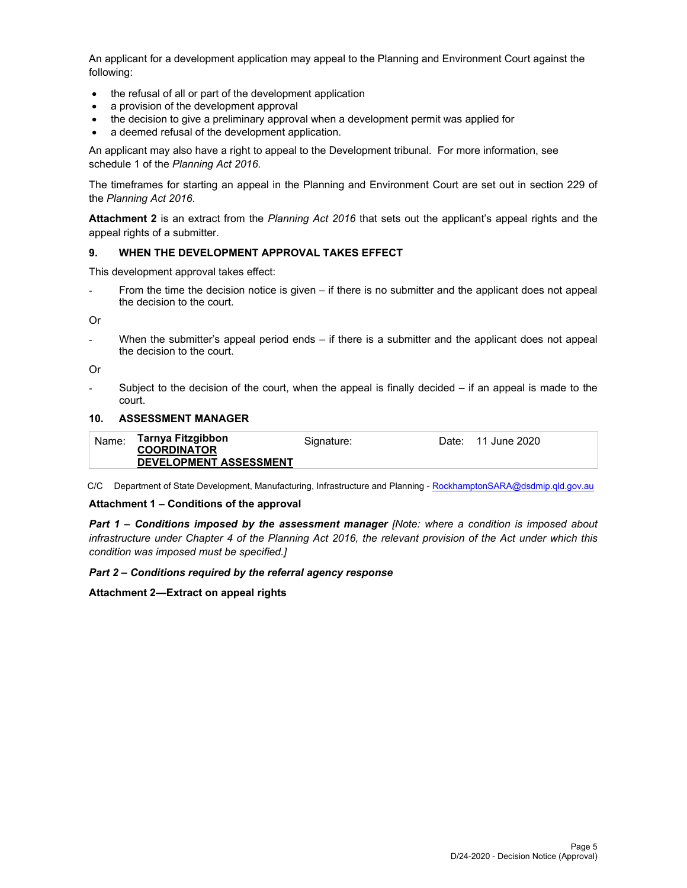An applicant for a development application may appeal to the Planning and Environment Court against the following:

- the refusal of all or part of the development application
- a provision of the development approval
- the decision to give a preliminary approval when a development permit was applied for
- a deemed refusal of the development application.

An applicant may also have a right to appeal to the Development tribunal. For more information, see schedule 1 of the *Planning Act 2016*.

The timeframes for starting an appeal in the Planning and Environment Court are set out in section 229 of the *Planning Act 2016*.

**Attachment 2** is an extract from the *Planning Act 2016* that sets out the applicant's appeal rights and the appeal rights of a submitter.

## 9. WHEN THE DEVELOPMENT APPROVAL TAKES EFFECT

This development approval takes effect:

- From the time the decision notice is given – if there is no submitter and the applicant does not appeal the decision to the court.

Or

- When the submitter's appeal period ends – if there is a submitter and the applicant does not appeal the decision to the court.

Or

- Subject to the decision of the court, when the appeal is finally decided – if an appeal is made to the court.

## 10. ASSESSMENT MANAGER

| Name: | **Tarnya Fitzgibbon** <br> **COORDINATOR** <br> **DEVELOPMENT ASSESSMENT** | Signature: | Date: 11 June 2020 |
|---|---|---|---|

C/C Department of State Development, Manufacturing, Infrastructure and Planning - RockhamptonSARA@dsdmip.qld.gov.au

**Attachment 1 – Conditions of the approval**

***Part 1 – Conditions imposed by the assessment manager*** *[Note: where a condition is imposed about infrastructure under Chapter 4 of the Planning Act 2016, the relevant provision of the Act under which this condition was imposed must be specified.]*

***Part 2 – Conditions required by the referral agency response***

**Attachment 2—Extract on appeal rights**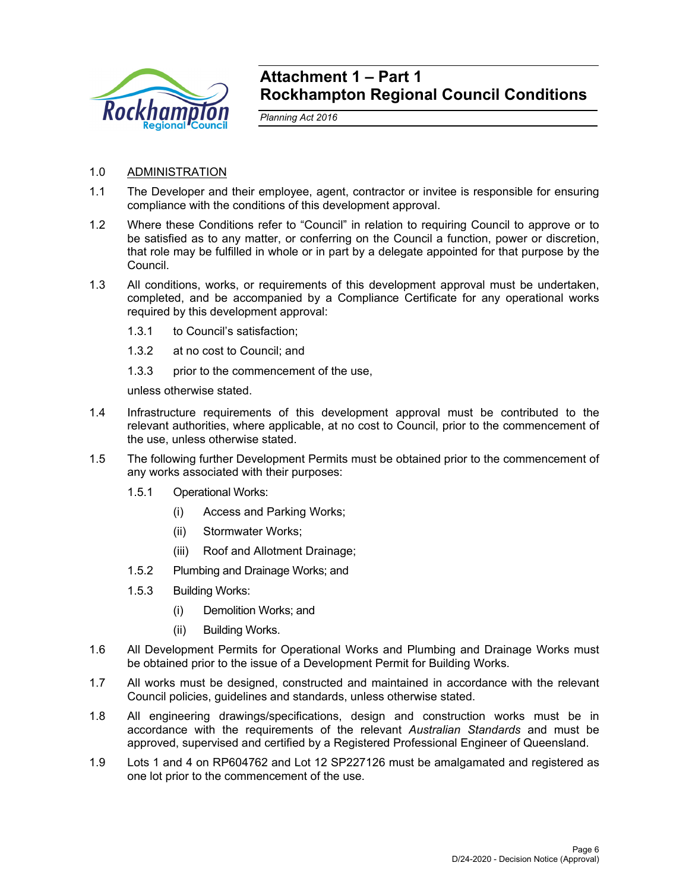# Attachment 1 – Part 1
# Rockhampton Regional Council Conditions

*Planning Act 2016*

1.0 ADMINISTRATION

1.1 The Developer and their employee, agent, contractor or invitee is responsible for ensuring compliance with the conditions of this development approval.

1.2 Where these Conditions refer to "Council" in relation to requiring Council to approve or to be satisfied as to any matter, or conferring on the Council a function, power or discretion, that role may be fulfilled in whole or in part by a delegate appointed for that purpose by the Council.

1.3 All conditions, works, or requirements of this development approval must be undertaken, completed, and be accompanied by a Compliance Certificate for any operational works required by this development approval:

1.3.1 to Council's satisfaction;

1.3.2 at no cost to Council; and

1.3.3 prior to the commencement of the use,

unless otherwise stated.

1.4 Infrastructure requirements of this development approval must be contributed to the relevant authorities, where applicable, at no cost to Council, prior to the commencement of the use, unless otherwise stated.

1.5 The following further Development Permits must be obtained prior to the commencement of any works associated with their purposes:

1.5.1 Operational Works:

(i) Access and Parking Works;

(ii) Stormwater Works;

(iii) Roof and Allotment Drainage;

1.5.2 Plumbing and Drainage Works; and

1.5.3 Building Works:

(i) Demolition Works; and

(ii) Building Works.

1.6 All Development Permits for Operational Works and Plumbing and Drainage Works must be obtained prior to the issue of a Development Permit for Building Works.

1.7 All works must be designed, constructed and maintained in accordance with the relevant Council policies, guidelines and standards, unless otherwise stated.

1.8 All engineering drawings/specifications, design and construction works must be in accordance with the requirements of the relevant *Australian Standards* and must be approved, supervised and certified by a Registered Professional Engineer of Queensland.

1.9 Lots 1 and 4 on RP604762 and Lot 12 SP227126 must be amalgamated and registered as one lot prior to the commencement of the use.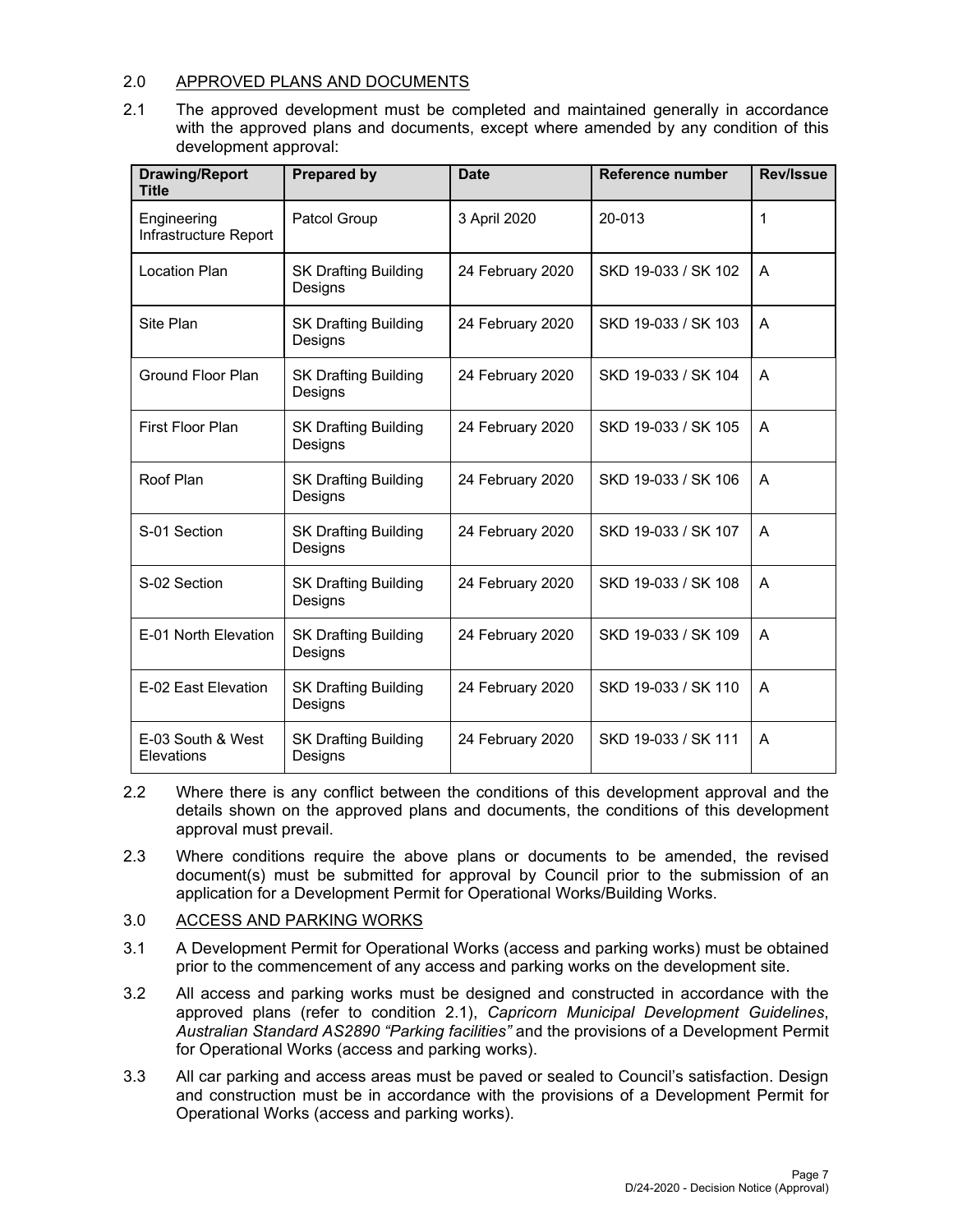## 2.0 APPROVED PLANS AND DOCUMENTS

2.1 The approved development must be completed and maintained generally in accordance with the approved plans and documents, except where amended by any condition of this development approval:

| Drawing/Report Title | Prepared by | Date | Reference number | Rev/Issue |
|---|---|---|---|---|
| Engineering Infrastructure Report | Patcol Group | 3 April 2020 | 20-013 | 1 |
| Location Plan | SK Drafting Building Designs | 24 February 2020 | SKD 19-033 / SK 102 | A |
| Site Plan | SK Drafting Building Designs | 24 February 2020 | SKD 19-033 / SK 103 | A |
| Ground Floor Plan | SK Drafting Building Designs | 24 February 2020 | SKD 19-033 / SK 104 | A |
| First Floor Plan | SK Drafting Building Designs | 24 February 2020 | SKD 19-033 / SK 105 | A |
| Roof Plan | SK Drafting Building Designs | 24 February 2020 | SKD 19-033 / SK 106 | A |
| S-01 Section | SK Drafting Building Designs | 24 February 2020 | SKD 19-033 / SK 107 | A |
| S-02 Section | SK Drafting Building Designs | 24 February 2020 | SKD 19-033 / SK 108 | A |
| E-01 North Elevation | SK Drafting Building Designs | 24 February 2020 | SKD 19-033 / SK 109 | A |
| E-02 East Elevation | SK Drafting Building Designs | 24 February 2020 | SKD 19-033 / SK 110 | A |
| E-03 South & West Elevations | SK Drafting Building Designs | 24 February 2020 | SKD 19-033 / SK 111 | A |

2.2 Where there is any conflict between the conditions of this development approval and the details shown on the approved plans and documents, the conditions of this development approval must prevail.

2.3 Where conditions require the above plans or documents to be amended, the revised document(s) must be submitted for approval by Council prior to the submission of an application for a Development Permit for Operational Works/Building Works.

## 3.0 ACCESS AND PARKING WORKS

3.1 A Development Permit for Operational Works (access and parking works) must be obtained prior to the commencement of any access and parking works on the development site.

3.2 All access and parking works must be designed and constructed in accordance with the approved plans (refer to condition 2.1), *Capricorn Municipal Development Guidelines*, *Australian Standard AS2890 "Parking facilities"* and the provisions of a Development Permit for Operational Works (access and parking works).

3.3 All car parking and access areas must be paved or sealed to Council's satisfaction. Design and construction must be in accordance with the provisions of a Development Permit for Operational Works (access and parking works).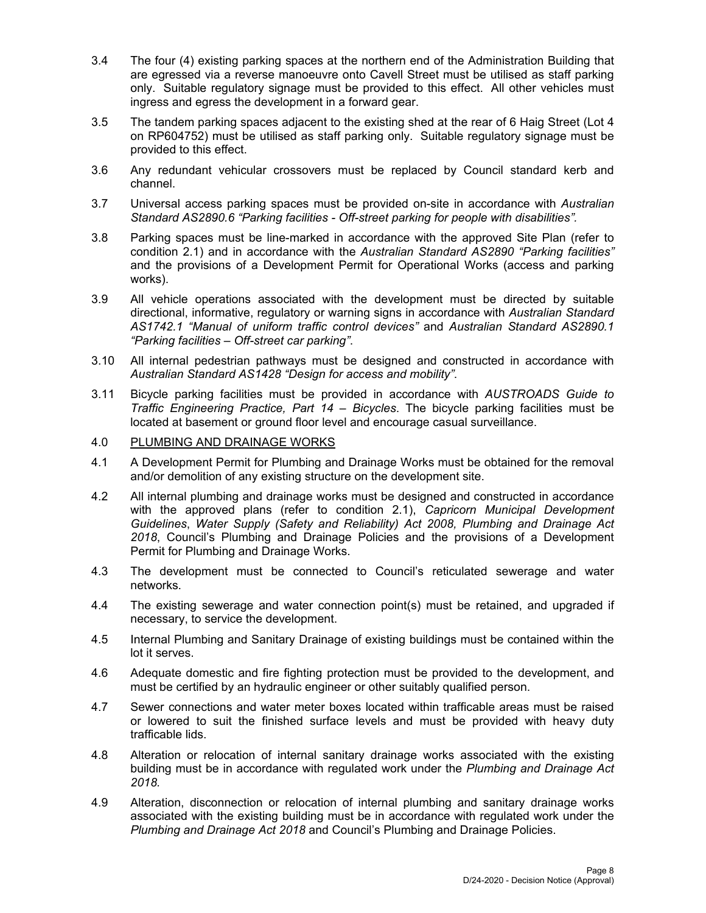3.4 The four (4) existing parking spaces at the northern end of the Administration Building that are egressed via a reverse manoeuvre onto Cavell Street must be utilised as staff parking only. Suitable regulatory signage must be provided to this effect. All other vehicles must ingress and egress the development in a forward gear.

3.5 The tandem parking spaces adjacent to the existing shed at the rear of 6 Haig Street (Lot 4 on RP604752) must be utilised as staff parking only. Suitable regulatory signage must be provided to this effect.

3.6 Any redundant vehicular crossovers must be replaced by Council standard kerb and channel.

3.7 Universal access parking spaces must be provided on-site in accordance with *Australian Standard AS2890.6 "Parking facilities - Off-street parking for people with disabilities".*

3.8 Parking spaces must be line-marked in accordance with the approved Site Plan (refer to condition 2.1) and in accordance with the *Australian Standard AS2890 "Parking facilities"* and the provisions of a Development Permit for Operational Works (access and parking works).

3.9 All vehicle operations associated with the development must be directed by suitable directional, informative, regulatory or warning signs in accordance with *Australian Standard AS1742.1 "Manual of uniform traffic control devices"* and *Australian Standard AS2890.1 "Parking facilities – Off-street car parking"*.

3.10 All internal pedestrian pathways must be designed and constructed in accordance with *Australian Standard AS1428 "Design for access and mobility"*.

3.11 Bicycle parking facilities must be provided in accordance with *AUSTROADS Guide to Traffic Engineering Practice, Part 14 – Bicycles*. The bicycle parking facilities must be located at basement or ground floor level and encourage casual surveillance.

4.0 <u>PLUMBING AND DRAINAGE WORKS</u>

4.1 A Development Permit for Plumbing and Drainage Works must be obtained for the removal and/or demolition of any existing structure on the development site.

4.2 All internal plumbing and drainage works must be designed and constructed in accordance with the approved plans (refer to condition 2.1), *Capricorn Municipal Development Guidelines*, *Water Supply (Safety and Reliability) Act 2008, Plumbing and Drainage Act 2018*, Council's Plumbing and Drainage Policies and the provisions of a Development Permit for Plumbing and Drainage Works.

4.3 The development must be connected to Council's reticulated sewerage and water networks.

4.4 The existing sewerage and water connection point(s) must be retained, and upgraded if necessary, to service the development.

4.5 Internal Plumbing and Sanitary Drainage of existing buildings must be contained within the lot it serves.

4.6 Adequate domestic and fire fighting protection must be provided to the development, and must be certified by an hydraulic engineer or other suitably qualified person.

4.7 Sewer connections and water meter boxes located within trafficable areas must be raised or lowered to suit the finished surface levels and must be provided with heavy duty trafficable lids.

4.8 Alteration or relocation of internal sanitary drainage works associated with the existing building must be in accordance with regulated work under the *Plumbing and Drainage Act 2018*.

4.9 Alteration, disconnection or relocation of internal plumbing and sanitary drainage works associated with the existing building must be in accordance with regulated work under the *Plumbing and Drainage Act 2018* and Council's Plumbing and Drainage Policies.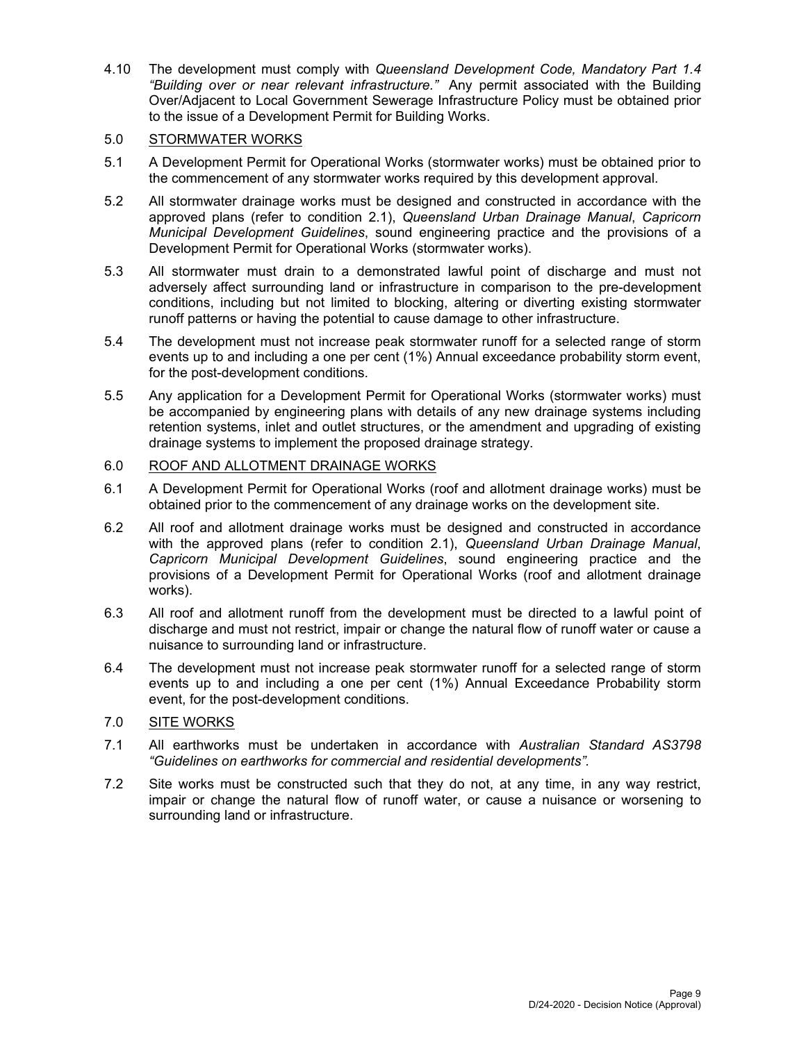4.10 The development must comply with *Queensland Development Code, Mandatory Part 1.4 "Building over or near relevant infrastructure."* Any permit associated with the Building Over/Adjacent to Local Government Sewerage Infrastructure Policy must be obtained prior to the issue of a Development Permit for Building Works.

5.0 <u>STORMWATER WORKS</u>

5.1 A Development Permit for Operational Works (stormwater works) must be obtained prior to the commencement of any stormwater works required by this development approval.

5.2 All stormwater drainage works must be designed and constructed in accordance with the approved plans (refer to condition 2.1), *Queensland Urban Drainage Manual*, *Capricorn Municipal Development Guidelines*, sound engineering practice and the provisions of a Development Permit for Operational Works (stormwater works).

5.3 All stormwater must drain to a demonstrated lawful point of discharge and must not adversely affect surrounding land or infrastructure in comparison to the pre-development conditions, including but not limited to blocking, altering or diverting existing stormwater runoff patterns or having the potential to cause damage to other infrastructure.

5.4 The development must not increase peak stormwater runoff for a selected range of storm events up to and including a one per cent (1%) Annual exceedance probability storm event, for the post-development conditions.

5.5 Any application for a Development Permit for Operational Works (stormwater works) must be accompanied by engineering plans with details of any new drainage systems including retention systems, inlet and outlet structures, or the amendment and upgrading of existing drainage systems to implement the proposed drainage strategy.

6.0 <u>ROOF AND ALLOTMENT DRAINAGE WORKS</u>

6.1 A Development Permit for Operational Works (roof and allotment drainage works) must be obtained prior to the commencement of any drainage works on the development site.

6.2 All roof and allotment drainage works must be designed and constructed in accordance with the approved plans (refer to condition 2.1), *Queensland Urban Drainage Manual*, *Capricorn Municipal Development Guidelines*, sound engineering practice and the provisions of a Development Permit for Operational Works (roof and allotment drainage works).

6.3 All roof and allotment runoff from the development must be directed to a lawful point of discharge and must not restrict, impair or change the natural flow of runoff water or cause a nuisance to surrounding land or infrastructure.

6.4 The development must not increase peak stormwater runoff for a selected range of storm events up to and including a one per cent (1%) Annual Exceedance Probability storm event, for the post-development conditions.

7.0 <u>SITE WORKS</u>

7.1 All earthworks must be undertaken in accordance with *Australian Standard AS3798 "Guidelines on earthworks for commercial and residential developments".*

7.2 Site works must be constructed such that they do not, at any time, in any way restrict, impair or change the natural flow of runoff water, or cause a nuisance or worsening to surrounding land or infrastructure.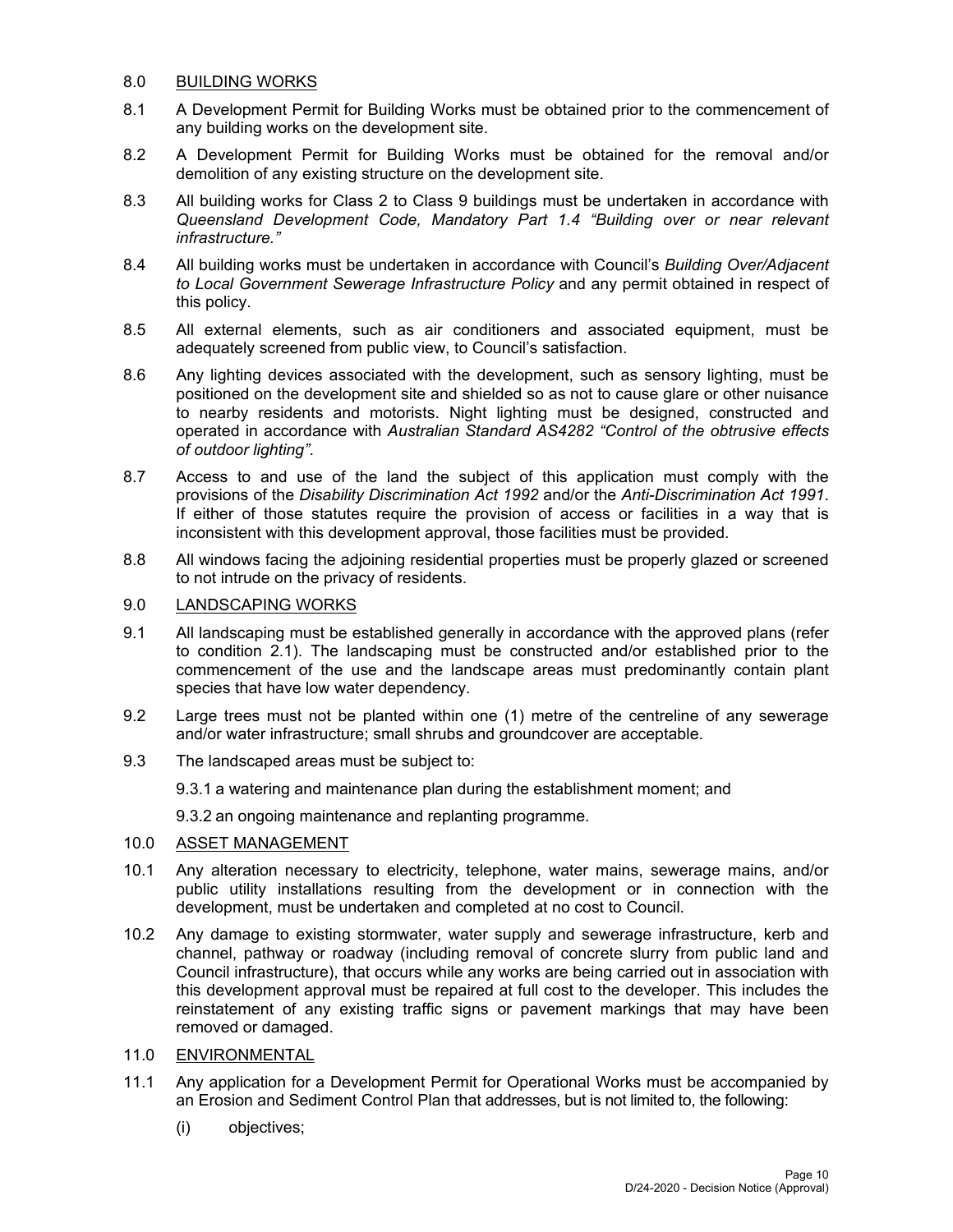## 8.0 BUILDING WORKS

8.1 A Development Permit for Building Works must be obtained prior to the commencement of any building works on the development site.

8.2 A Development Permit for Building Works must be obtained for the removal and/or demolition of any existing structure on the development site.

8.3 All building works for Class 2 to Class 9 buildings must be undertaken in accordance with *Queensland Development Code, Mandatory Part 1.4 "Building over or near relevant infrastructure."*

8.4 All building works must be undertaken in accordance with Council's *Building Over/Adjacent to Local Government Sewerage Infrastructure Policy* and any permit obtained in respect of this policy.

8.5 All external elements, such as air conditioners and associated equipment, must be adequately screened from public view, to Council's satisfaction.

8.6 Any lighting devices associated with the development, such as sensory lighting, must be positioned on the development site and shielded so as not to cause glare or other nuisance to nearby residents and motorists. Night lighting must be designed, constructed and operated in accordance with *Australian Standard AS4282 "Control of the obtrusive effects of outdoor lighting"*.

8.7 Access to and use of the land the subject of this application must comply with the provisions of the *Disability Discrimination Act 1992* and/or the *Anti-Discrimination Act 1991*. If either of those statutes require the provision of access or facilities in a way that is inconsistent with this development approval, those facilities must be provided.

8.8 All windows facing the adjoining residential properties must be properly glazed or screened to not intrude on the privacy of residents.

## 9.0 LANDSCAPING WORKS

9.1 All landscaping must be established generally in accordance with the approved plans (refer to condition 2.1). The landscaping must be constructed and/or established prior to the commencement of the use and the landscape areas must predominantly contain plant species that have low water dependency.

9.2 Large trees must not be planted within one (1) metre of the centreline of any sewerage and/or water infrastructure; small shrubs and groundcover are acceptable.

9.3 The landscaped areas must be subject to:

9.3.1 a watering and maintenance plan during the establishment moment; and

9.3.2 an ongoing maintenance and replanting programme.

## 10.0 ASSET MANAGEMENT

10.1 Any alteration necessary to electricity, telephone, water mains, sewerage mains, and/or public utility installations resulting from the development or in connection with the development, must be undertaken and completed at no cost to Council.

10.2 Any damage to existing stormwater, water supply and sewerage infrastructure, kerb and channel, pathway or roadway (including removal of concrete slurry from public land and Council infrastructure), that occurs while any works are being carried out in association with this development approval must be repaired at full cost to the developer. This includes the reinstatement of any existing traffic signs or pavement markings that may have been removed or damaged.

## 11.0 ENVIRONMENTAL

11.1 Any application for a Development Permit for Operational Works must be accompanied by an Erosion and Sediment Control Plan that addresses, but is not limited to, the following:

(i) objectives;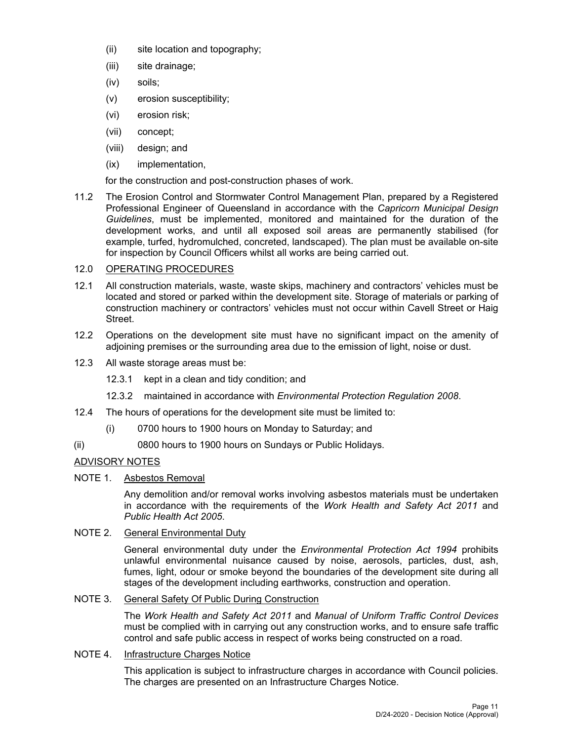(ii) site location and topography;

(iii) site drainage;

(iv) soils;

(v) erosion susceptibility;

(vi) erosion risk;

(vii) concept;

(viii) design; and

(ix) implementation,

for the construction and post-construction phases of work.

11.2 The Erosion Control and Stormwater Control Management Plan, prepared by a Registered Professional Engineer of Queensland in accordance with the *Capricorn Municipal Design Guidelines*, must be implemented, monitored and maintained for the duration of the development works, and until all exposed soil areas are permanently stabilised (for example, turfed, hydromulched, concreted, landscaped). The plan must be available on-site for inspection by Council Officers whilst all works are being carried out.

12.0 <u>OPERATING PROCEDURES</u>

12.1 All construction materials, waste, waste skips, machinery and contractors' vehicles must be located and stored or parked within the development site. Storage of materials or parking of construction machinery or contractors' vehicles must not occur within Cavell Street or Haig Street.

12.2 Operations on the development site must have no significant impact on the amenity of adjoining premises or the surrounding area due to the emission of light, noise or dust.

12.3 All waste storage areas must be:

12.3.1 kept in a clean and tidy condition; and

12.3.2 maintained in accordance with *Environmental Protection Regulation 2008*.

12.4 The hours of operations for the development site must be limited to:

(i) 0700 hours to 1900 hours on Monday to Saturday; and

(ii) 0800 hours to 1900 hours on Sundays or Public Holidays.

<u>ADVISORY NOTES</u>

NOTE 1. <u>Asbestos Removal</u>

Any demolition and/or removal works involving asbestos materials must be undertaken in accordance with the requirements of the *Work Health and Safety Act 2011* and *Public Health Act 2005*.

NOTE 2. <u>General Environmental Duty</u>

General environmental duty under the *Environmental Protection Act 1994* prohibits unlawful environmental nuisance caused by noise, aerosols, particles, dust, ash, fumes, light, odour or smoke beyond the boundaries of the development site during all stages of the development including earthworks, construction and operation.

NOTE 3. <u>General Safety Of Public During Construction</u>

The *Work Health and Safety Act 2011* and *Manual of Uniform Traffic Control Devices* must be complied with in carrying out any construction works, and to ensure safe traffic control and safe public access in respect of works being constructed on a road.

NOTE 4. <u>Infrastructure Charges Notice</u>

This application is subject to infrastructure charges in accordance with Council policies. The charges are presented on an Infrastructure Charges Notice.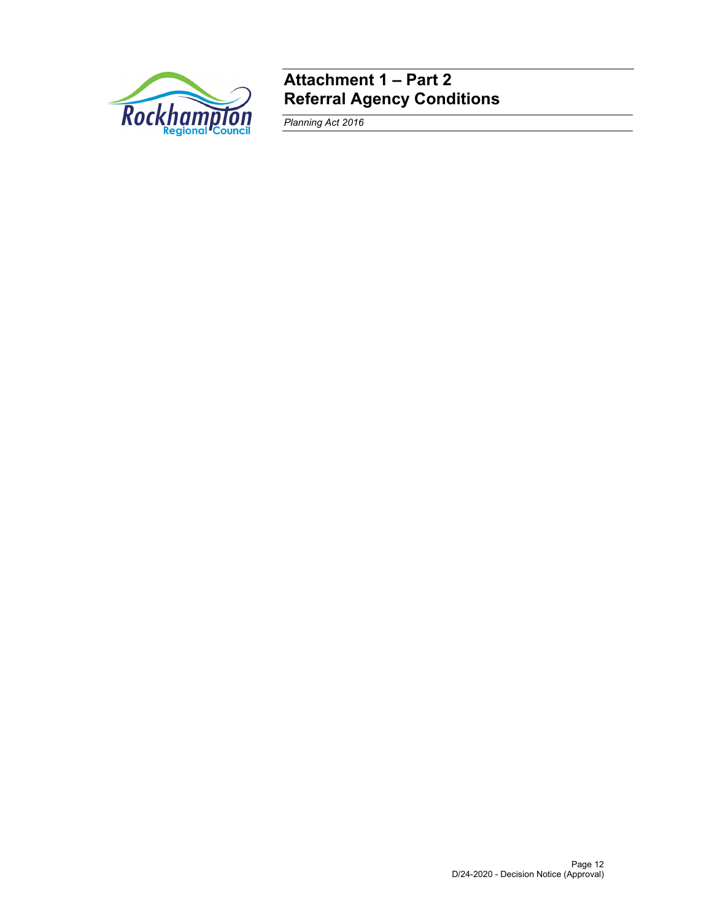# Attachment 1 – Part 2
# Referral Agency Conditions

*Planning Act 2016*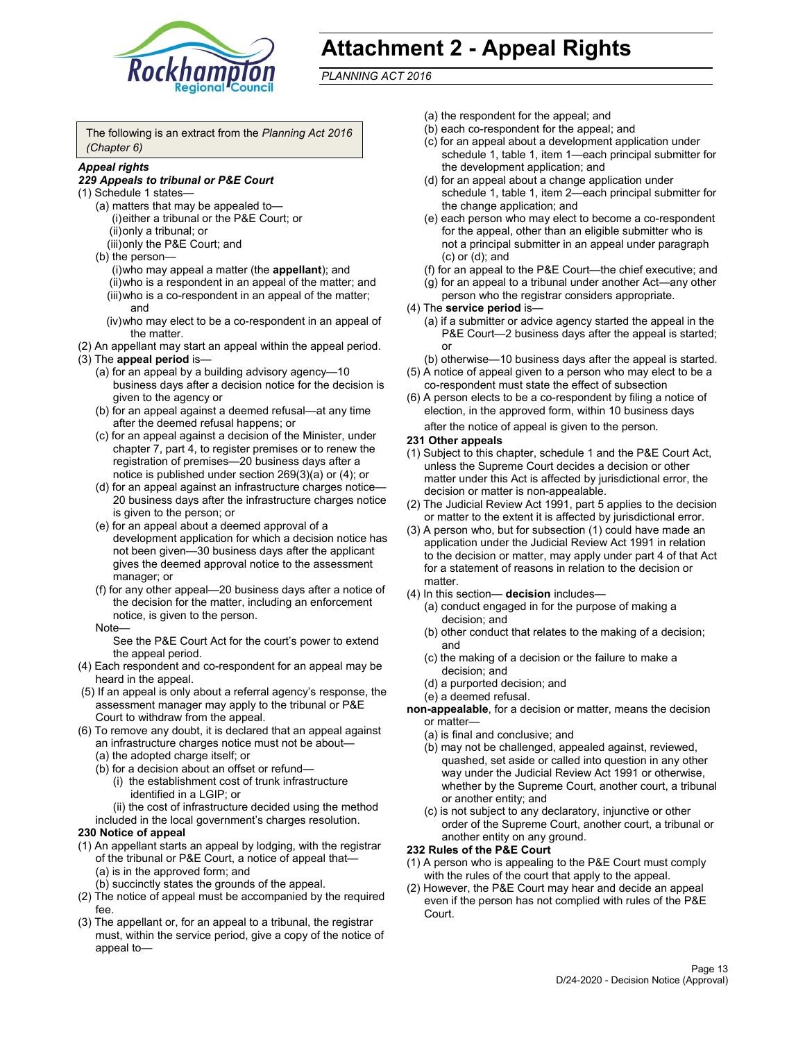# Attachment 2 - Appeal Rights

*PLANNING ACT 2016*

The following is an extract from the *Planning Act 2016 (Chapter 6)*

***Appeal rights***

***229 Appeals to tribunal or P&E Court***

(1) Schedule 1 states—

- (a) matters that may be appealed to—
  - (i) either a tribunal or the P&E Court; or
  - (ii) only a tribunal; or
  - (iii) only the P&E Court; and
- (b) the person—
  - (i) who may appeal a matter (the **appellant**); and
  - (ii) who is a respondent in an appeal of the matter; and
  - (iii) who is a co-respondent in an appeal of the matter; and
  - (iv) who may elect to be a co-respondent in an appeal of the matter.

(2) An appellant may start an appeal within the appeal period.

(3) The **appeal period** is—

- (a) for an appeal by a building advisory agency—10 business days after a decision notice for the decision is given to the agency or
- (b) for an appeal against a deemed refusal—at any time after the deemed refusal happens; or
- (c) for an appeal against a decision of the Minister, under chapter 7, part 4, to register premises or to renew the registration of premises—20 business days after a notice is published under section 269(3)(a) or (4); or
- (d) for an appeal against an infrastructure charges notice—20 business days after the infrastructure charges notice is given to the person; or
- (e) for an appeal about a deemed approval of a development application for which a decision notice has not been given—30 business days after the applicant gives the deemed approval notice to the assessment manager; or
- (f) for any other appeal—20 business days after a notice of the decision for the matter, including an enforcement notice, is given to the person.

Note—

See the P&E Court Act for the court's power to extend the appeal period.

(4) Each respondent and co-respondent for an appeal may be heard in the appeal.

(5) If an appeal is only about a referral agency's response, the assessment manager may apply to the tribunal or P&E Court to withdraw from the appeal.

(6) To remove any doubt, it is declared that an appeal against an infrastructure charges notice must not be about—

- (a) the adopted charge itself; or
- (b) for a decision about an offset or refund—
  - (i) the establishment cost of trunk infrastructure identified in a LGIP; or
  - (ii) the cost of infrastructure decided using the method included in the local government's charges resolution.

**230 Notice of appeal**

(1) An appellant starts an appeal by lodging, with the registrar of the tribunal or P&E Court, a notice of appeal that—

- (a) is in the approved form; and
- (b) succinctly states the grounds of the appeal.

(2) The notice of appeal must be accompanied by the required fee.

(3) The appellant or, for an appeal to a tribunal, the registrar must, within the service period, give a copy of the notice of appeal to—

- (a) the respondent for the appeal; and
- (b) each co-respondent for the appeal; and
- (c) for an appeal about a development application under schedule 1, table 1, item 1—each principal submitter for the development application; and
- (d) for an appeal about a change application under schedule 1, table 1, item 2—each principal submitter for the change application; and
- (e) each person who may elect to become a co-respondent for the appeal, other than an eligible submitter who is not a principal submitter in an appeal under paragraph (c) or (d); and
- (f) for an appeal to the P&E Court—the chief executive; and
- (g) for an appeal to a tribunal under another Act—any other person who the registrar considers appropriate.

(4) The **service period** is—

- (a) if a submitter or advice agency started the appeal in the P&E Court—2 business days after the appeal is started; or
- (b) otherwise—10 business days after the appeal is started.

(5) A notice of appeal given to a person who may elect to be a co-respondent must state the effect of subsection

(6) A person elects to be a co-respondent by filing a notice of election, in the approved form, within 10 business days after the notice of appeal is given to the person.

**231 Other appeals**

(1) Subject to this chapter, schedule 1 and the P&E Court Act, unless the Supreme Court decides a decision or other matter under this Act is affected by jurisdictional error, the decision or matter is non-appealable.

(2) The Judicial Review Act 1991, part 5 applies to the decision or matter to the extent it is affected by jurisdictional error.

(3) A person who, but for subsection (1) could have made an application under the Judicial Review Act 1991 in relation to the decision or matter, may apply under part 4 of that Act for a statement of reasons in relation to the decision or matter.

(4) In this section— **decision** includes—

- (a) conduct engaged in for the purpose of making a decision; and
- (b) other conduct that relates to the making of a decision; and
- (c) the making of a decision or the failure to make a decision; and
- (d) a purported decision; and
- (e) a deemed refusal.

**non-appealable**, for a decision or matter, means the decision or matter—

- (a) is final and conclusive; and
- (b) may not be challenged, appealed against, reviewed, quashed, set aside or called into question in any other way under the Judicial Review Act 1991 or otherwise, whether by the Supreme Court, another court, a tribunal or another entity; and
- (c) is not subject to any declaratory, injunctive or other order of the Supreme Court, another court, a tribunal or another entity on any ground.

**232 Rules of the P&E Court**

(1) A person who is appealing to the P&E Court must comply with the rules of the court that apply to the appeal.

(2) However, the P&E Court may hear and decide an appeal even if the person has not complied with rules of the P&E Court.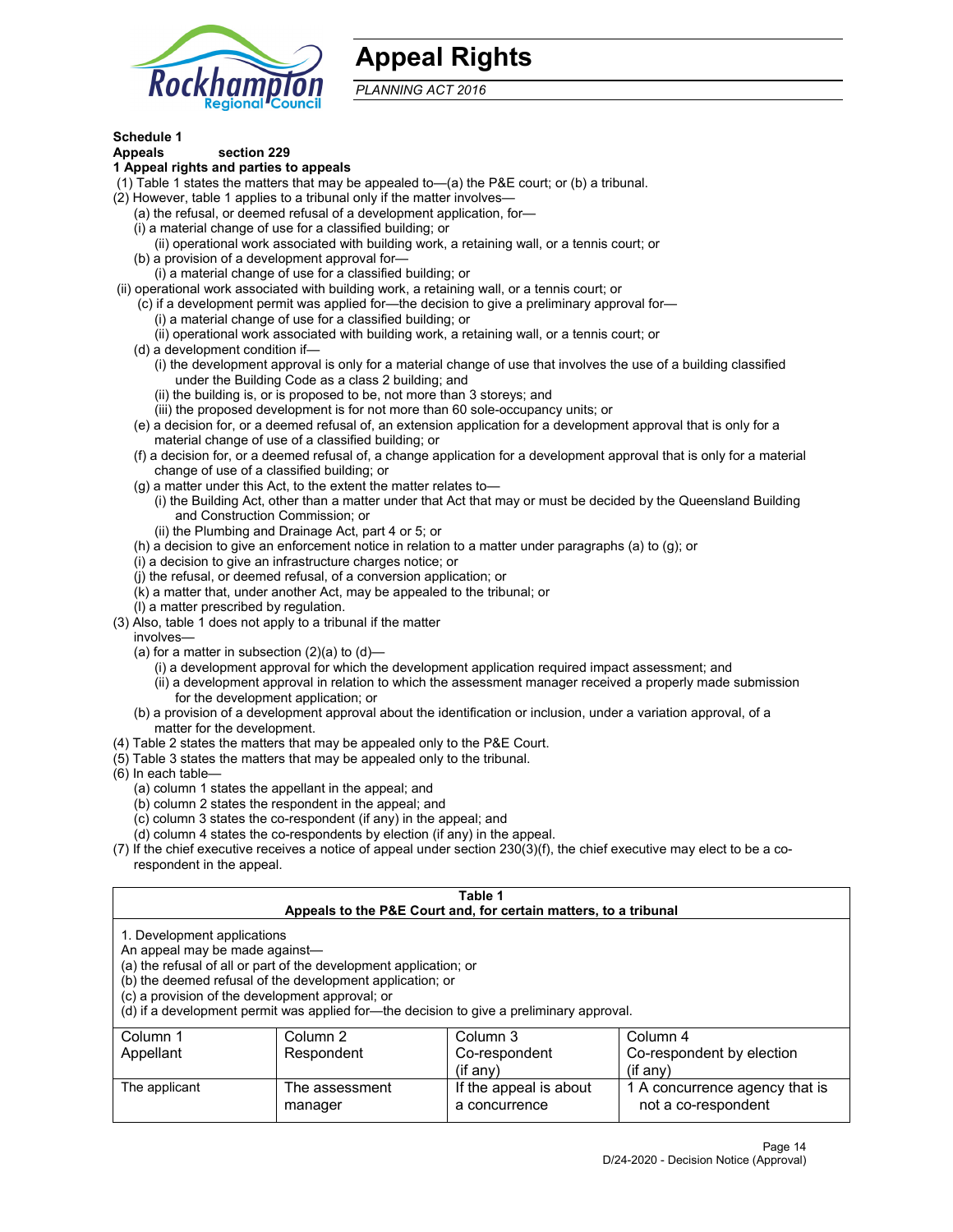# Appeal Rights

*PLANNING ACT 2016*

**Schedule 1**
**Appeals section 229**
**1 Appeal rights and parties to appeals**

(1) Table 1 states the matters that may be appealed to—(a) the P&E court; or (b) a tribunal.
(2) However, table 1 applies to a tribunal only if the matter involves—
(a) the refusal, or deemed refusal of a development application, for—
(i) a material change of use for a classified building; or
(ii) operational work associated with building work, a retaining wall, or a tennis court; or
(b) a provision of a development approval for—
(i) a material change of use for a classified building; or
(ii) operational work associated with building work, a retaining wall, or a tennis court; or
(c) if a development permit was applied for—the decision to give a preliminary approval for—
(i) a material change of use for a classified building; or
(ii) operational work associated with building work, a retaining wall, or a tennis court; or
(d) a development condition if—
(i) the development approval is only for a material change of use that involves the use of a building classified under the Building Code as a class 2 building; and
(ii) the building is, or is proposed to be, not more than 3 storeys; and
(iii) the proposed development is for not more than 60 sole-occupancy units; or
(e) a decision for, or a deemed refusal of, an extension application for a development approval that is only for a material change of use of a classified building; or
(f) a decision for, or a deemed refusal of, a change application for a development approval that is only for a material change of use of a classified building; or
(g) a matter under this Act, to the extent the matter relates to—
(i) the Building Act, other than a matter under that Act that may or must be decided by the Queensland Building and Construction Commission; or
(ii) the Plumbing and Drainage Act, part 4 or 5; or
(h) a decision to give an enforcement notice in relation to a matter under paragraphs (a) to (g); or
(i) a decision to give an infrastructure charges notice; or
(j) the refusal, or deemed refusal, of a conversion application; or
(k) a matter that, under another Act, may be appealed to the tribunal; or
(l) a matter prescribed by regulation.
(3) Also, table 1 does not apply to a tribunal if the matter involves—
(a) for a matter in subsection (2)(a) to (d)—
(i) a development approval for which the development application required impact assessment; and
(ii) a development approval in relation to which the assessment manager received a properly made submission for the development application; or
(b) a provision of a development approval about the identification or inclusion, under a variation approval, of a matter for the development.
(4) Table 2 states the matters that may be appealed only to the P&E Court.
(5) Table 3 states the matters that may be appealed only to the tribunal.
(6) In each table—
(a) column 1 states the appellant in the appeal; and
(b) column 2 states the respondent in the appeal; and
(c) column 3 states the co-respondent (if any) in the appeal; and
(d) column 4 states the co-respondents by election (if any) in the appeal.
(7) If the chief executive receives a notice of appeal under section 230(3)(f), the chief executive may elect to be a co-respondent in the appeal.

**Table 1**
**Appeals to the P&E Court and, for certain matters, to a tribunal**

1. Development applications
An appeal may be made against—
(a) the refusal of all or part of the development application; or
(b) the deemed refusal of the development application; or
(c) a provision of the development approval; or
(d) if a development permit was applied for—the decision to give a preliminary approval.

| Column 1 Appellant | Column 2 Respondent | Column 3 Co-respondent (if any) | Column 4 Co-respondent by election (if any) |
|---|---|---|---|
| The applicant | The assessment manager | If the appeal is about a concurrence | 1 A concurrence agency that is not a co-respondent |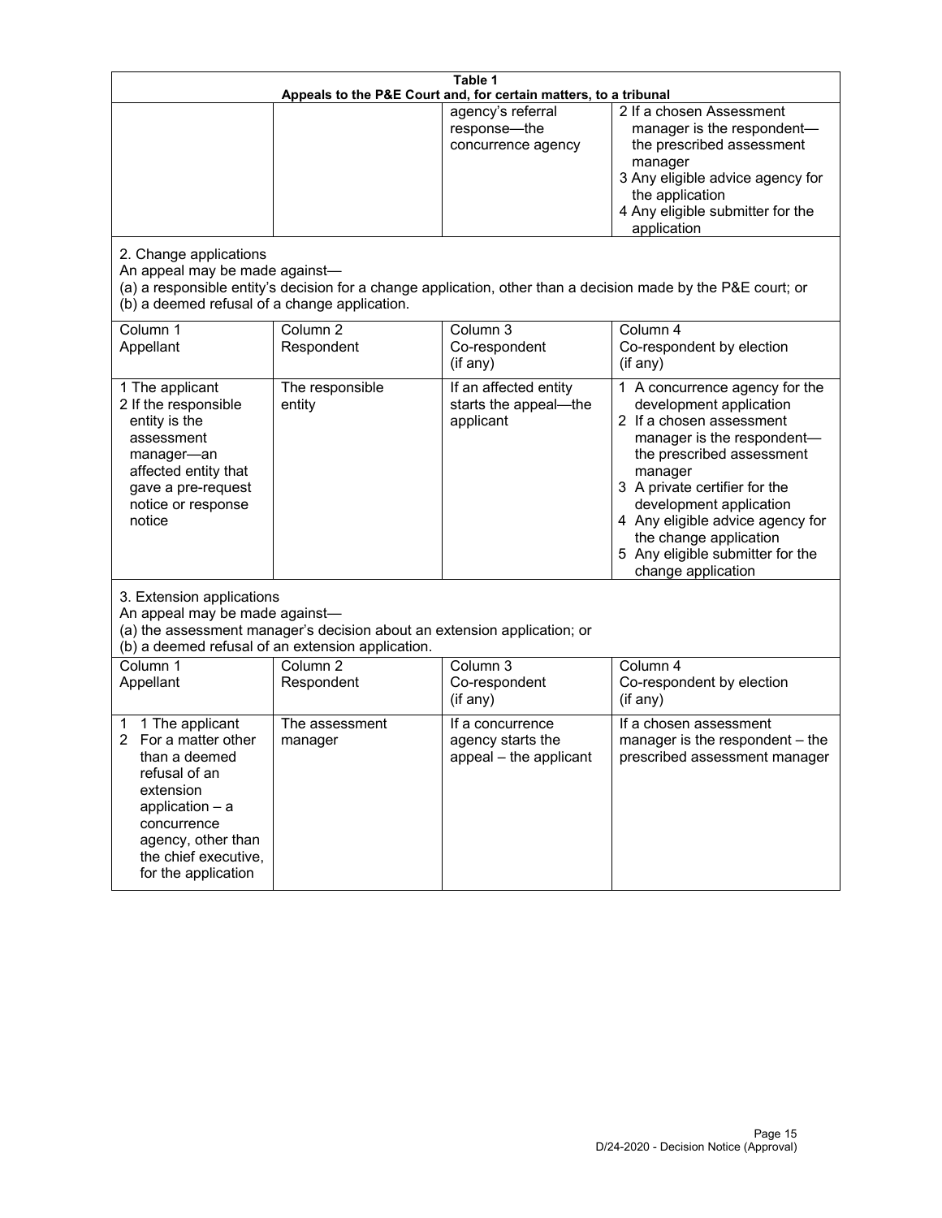| Table 1<br>Appeals to the P&E Court and, for certain matters, to a tribunal | | | |
|---|---|---|---|
| | | agency's referral response—the concurrence agency | 2 If a chosen Assessment manager is the respondent—the prescribed assessment manager<br>3 Any eligible advice agency for the application<br>4 Any eligible submitter for the application |
| 2. Change applications<br>An appeal may be made against—<br>(a) a responsible entity's decision for a change application, other than a decision made by the P&E court; or<br>(b) a deemed refusal of a change application. | | | |
| Column 1<br>Appellant | Column 2<br>Respondent | Column 3<br>Co-respondent<br>(if any) | Column 4<br>Co-respondent by election<br>(if any) |
| 1 The applicant<br>2 If the responsible entity is the assessment manager—an affected entity that gave a pre-request notice or response notice | The responsible entity | If an affected entity starts the appeal—the applicant | 1 A concurrence agency for the development application<br>2 If a chosen assessment manager is the respondent—the prescribed assessment manager<br>3 A private certifier for the development application<br>4 Any eligible advice agency for the change application<br>5 Any eligible submitter for the change application |
| 3. Extension applications<br>An appeal may be made against—<br>(a) the assessment manager's decision about an extension application; or<br>(b) a deemed refusal of an extension application. | | | |
| Column 1<br>Appellant | Column 2<br>Respondent | Column 3<br>Co-respondent<br>(if any) | Column 4<br>Co-respondent by election<br>(if any) |
| 1 1 The applicant<br>2 For a matter other than a deemed refusal of an extension application – a concurrence agency, other than the chief executive, for the application | The assessment manager | If a concurrence agency starts the appeal – the applicant | If a chosen assessment manager is the respondent – the prescribed assessment manager |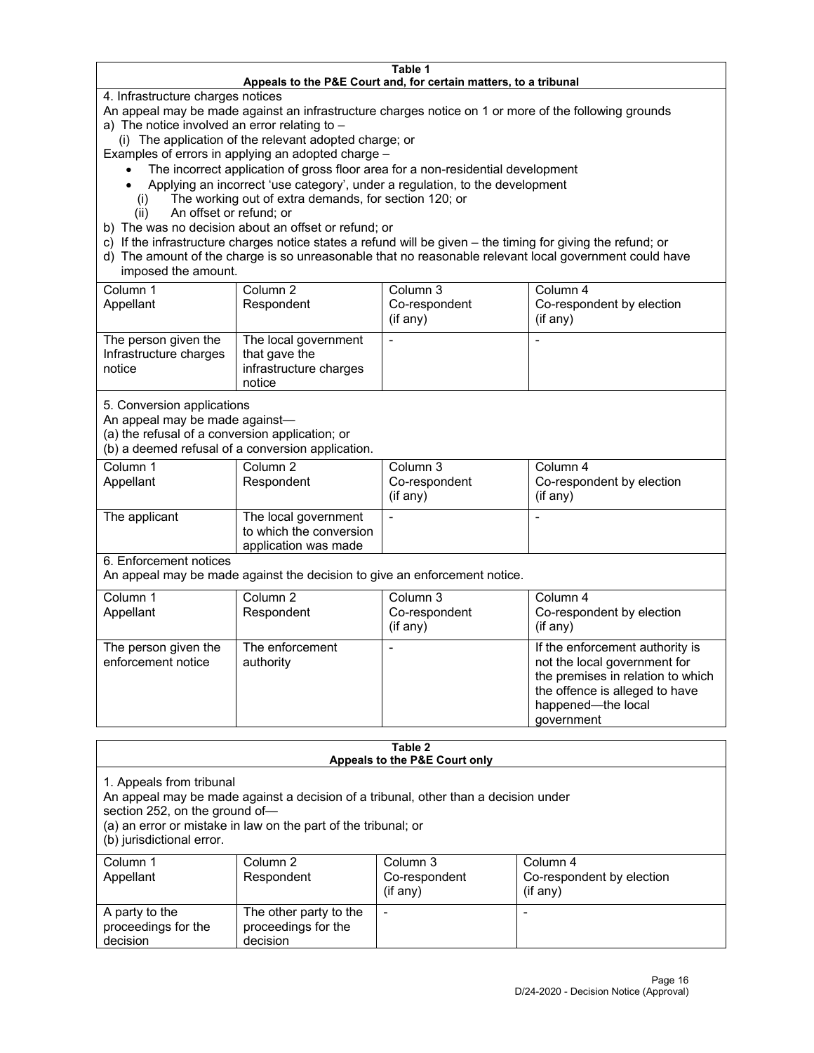**Table 1**
**Appeals to the P&E Court and, for certain matters, to a tribunal**

4. Infrastructure charges notices

An appeal may be made against an infrastructure charges notice on 1 or more of the following grounds

a) The notice involved an error relating to –
   (i) The application of the relevant adopted charge; or

Examples of errors in applying an adopted charge –

- The incorrect application of gross floor area for a non-residential development
- Applying an incorrect 'use category', under a regulation, to the development
   (i) The working out of extra demands, for section 120; or
   (ii) An offset or refund; or

b) The was no decision about an offset or refund; or

c) If the infrastructure charges notice states a refund will be given – the timing for giving the refund; or

d) The amount of the charge is so unreasonable that no reasonable relevant local government could have imposed the amount.

| Column 1<br>Appellant | Column 2<br>Respondent | Column 3<br>Co-respondent<br>(if any) | Column 4<br>Co-respondent by election<br>(if any) |
|---|---|---|---|
| The person given the Infrastructure charges notice | The local government that gave the infrastructure charges notice | - | - |

5. Conversion applications

An appeal may be made against—

(a) the refusal of a conversion application; or

(b) a deemed refusal of a conversion application.

| Column 1<br>Appellant | Column 2<br>Respondent | Column 3<br>Co-respondent<br>(if any) | Column 4<br>Co-respondent by election<br>(if any) |
|---|---|---|---|
| The applicant | The local government to which the conversion application was made | - | - |

6. Enforcement notices

An appeal may be made against the decision to give an enforcement notice.

| Column 1<br>Appellant | Column 2<br>Respondent | Column 3<br>Co-respondent<br>(if any) | Column 4<br>Co-respondent by election<br>(if any) |
|---|---|---|---|
| The person given the enforcement notice | The enforcement authority | - | If the enforcement authority is not the local government for the premises in relation to which the offence is alleged to have happened—the local government |

**Table 2**
**Appeals to the P&E Court only**

1. Appeals from tribunal

An appeal may be made against a decision of a tribunal, other than a decision under section 252, on the ground of—

(a) an error or mistake in law on the part of the tribunal; or

(b) jurisdictional error.

| Column 1<br>Appellant | Column 2<br>Respondent | Column 3<br>Co-respondent<br>(if any) | Column 4<br>Co-respondent by election<br>(if any) |
|---|---|---|---|
| A party to the proceedings for the decision | The other party to the proceedings for the decision | - | - |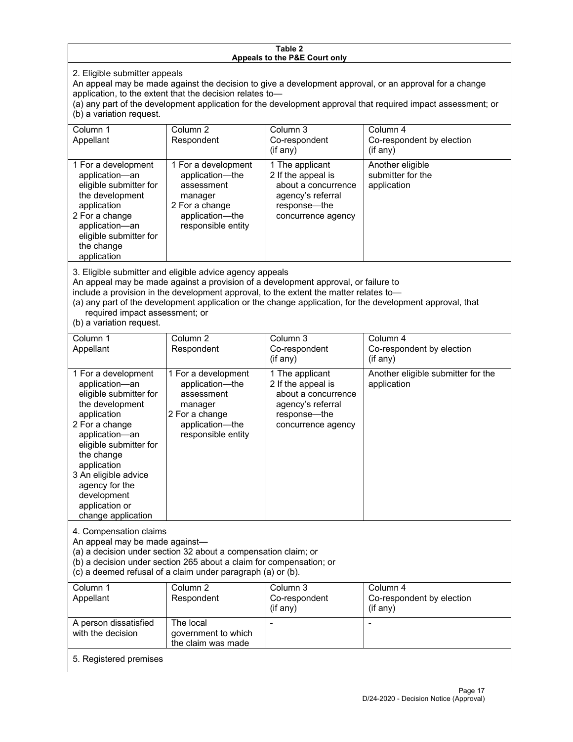**Table 2**
**Appeals to the P&E Court only**

2. Eligible submitter appeals

An appeal may be made against the decision to give a development approval, or an approval for a change application, to the extent that the decision relates to—

(a) any part of the development application for the development approval that required impact assessment; or

(b) a variation request.

| Column 1<br>Appellant | Column 2<br>Respondent | Column 3<br>Co-respondent<br>(if any) | Column 4<br>Co-respondent by election<br>(if any) |
|---|---|---|---|
| 1 For a development application—an eligible submitter for the development application<br>2 For a change application—an eligible submitter for the change application | 1 For a development application—the assessment manager<br>2 For a change application—the responsible entity | 1 The applicant<br>2 If the appeal is about a concurrence agency's referral response—the concurrence agency | Another eligible submitter for the application |

3. Eligible submitter and eligible advice agency appeals

An appeal may be made against a provision of a development approval, or failure to include a provision in the development approval, to the extent the matter relates to—

(a) any part of the development application or the change application, for the development approval, that required impact assessment; or

(b) a variation request.

| Column 1<br>Appellant | Column 2<br>Respondent | Column 3<br>Co-respondent<br>(if any) | Column 4<br>Co-respondent by election<br>(if any) |
|---|---|---|---|
| 1 For a development application—an eligible submitter for the development application<br>2 For a change application—an eligible submitter for the change application<br>3 An eligible advice agency for the development application or change application | 1 For a development application—the assessment manager<br>2 For a change application—the responsible entity | 1 The applicant<br>2 If the appeal is about a concurrence agency's referral response—the concurrence agency | Another eligible submitter for the application |

4. Compensation claims

An appeal may be made against—

(a) a decision under section 32 about a compensation claim; or

(b) a decision under section 265 about a claim for compensation; or

(c) a deemed refusal of a claim under paragraph (a) or (b).

| Column 1<br>Appellant | Column 2<br>Respondent | Column 3<br>Co-respondent<br>(if any) | Column 4<br>Co-respondent by election<br>(if any) |
|---|---|---|---|
| A person dissatisfied with the decision | The local government to which the claim was made | - | - |

5. Registered premises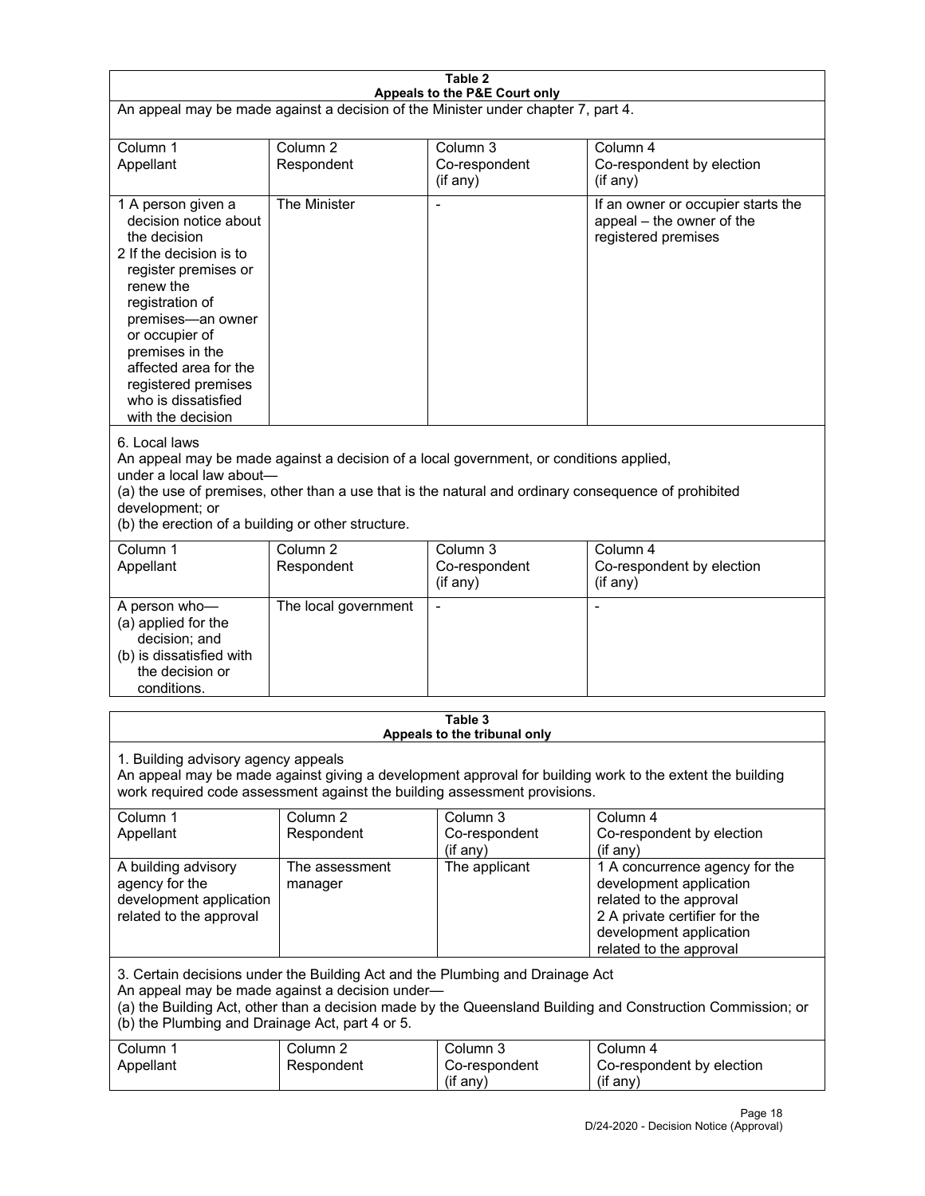**Table 2**
**Appeals to the P&E Court only**

An appeal may be made against a decision of the Minister under chapter 7, part 4.

| Column 1<br>Appellant | Column 2<br>Respondent | Column 3<br>Co-respondent<br>(if any) | Column 4<br>Co-respondent by election<br>(if any) |
|---|---|---|---|
| 1 A person given a decision notice about the decision<br>2 If the decision is to register premises or renew the registration of premises—an owner or occupier of premises in the affected area for the registered premises who is dissatisfied with the decision | The Minister | - | If an owner or occupier starts the appeal – the owner of the registered premises |

6. Local laws

An appeal may be made against a decision of a local government, or conditions applied, under a local law about—

(a) the use of premises, other than a use that is the natural and ordinary consequence of prohibited development; or

(b) the erection of a building or other structure.

| Column 1<br>Appellant | Column 2<br>Respondent | Column 3<br>Co-respondent<br>(if any) | Column 4<br>Co-respondent by election<br>(if any) |
|---|---|---|---|
| A person who—<br>(a) applied for the decision; and<br>(b) is dissatisfied with the decision or conditions. | The local government | - | - |

**Table 3**
**Appeals to the tribunal only**

1. Building advisory agency appeals

An appeal may be made against giving a development approval for building work to the extent the building work required code assessment against the building assessment provisions.

| Column 1<br>Appellant | Column 2<br>Respondent | Column 3<br>Co-respondent<br>(if any) | Column 4<br>Co-respondent by election<br>(if any) |
|---|---|---|---|
| A building advisory agency for the development application related to the approval | The assessment manager | The applicant | 1 A concurrence agency for the development application related to the approval<br>2 A private certifier for the development application related to the approval |

3. Certain decisions under the Building Act and the Plumbing and Drainage Act

An appeal may be made against a decision under—

(a) the Building Act, other than a decision made by the Queensland Building and Construction Commission; or

(b) the Plumbing and Drainage Act, part 4 or 5.

| Column 1<br>Appellant | Column 2<br>Respondent | Column 3<br>Co-respondent<br>(if any) | Column 4<br>Co-respondent by election<br>(if any) |
|---|---|---|---|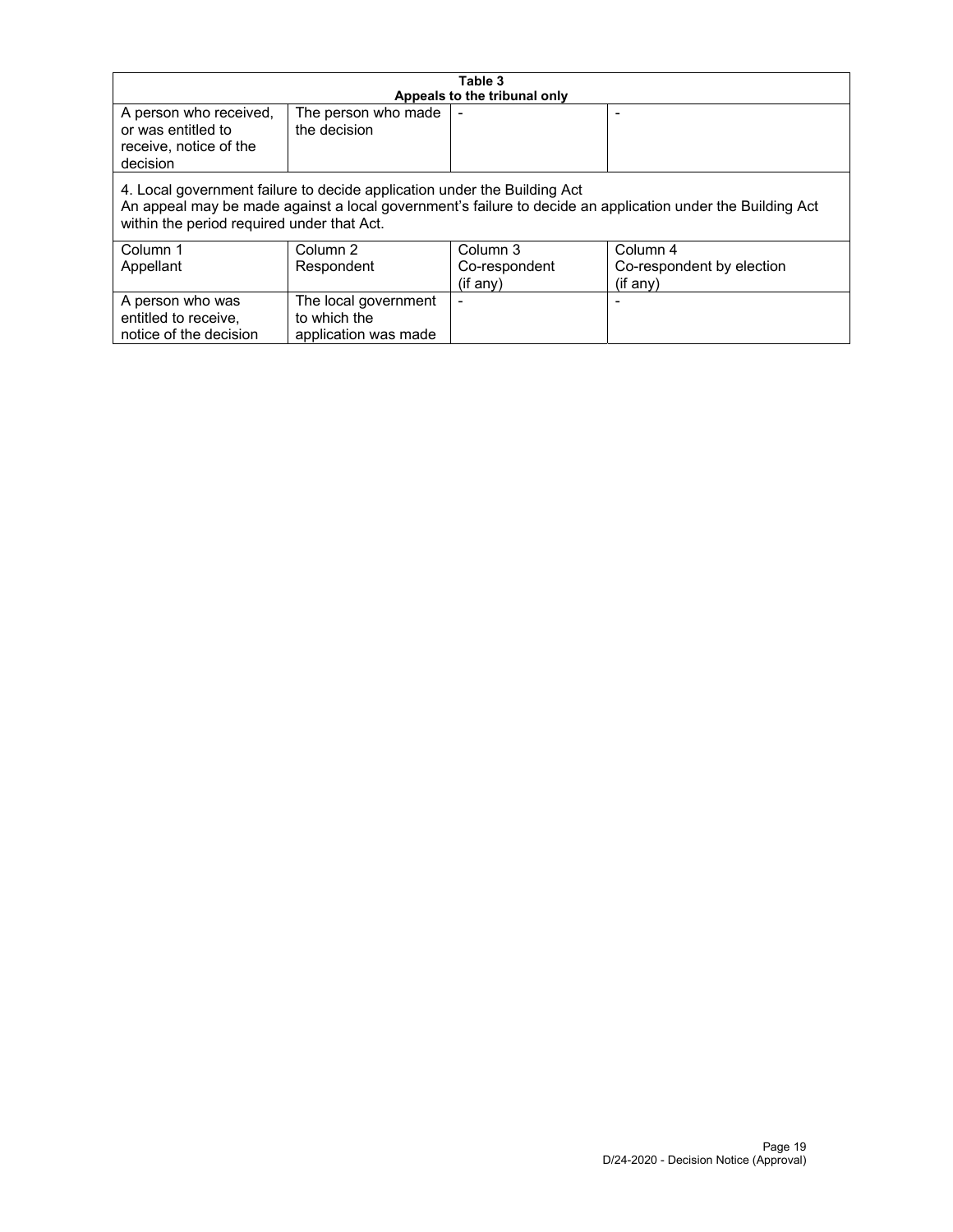**Table 3**
**Appeals to the tribunal only**

| | | | |
|---|---|---|---|
| A person who received, or was entitled to receive, notice of the decision | The person who made the decision | - | - |

4. Local government failure to decide application under the Building Act
An appeal may be made against a local government's failure to decide an application under the Building Act within the period required under that Act.

| Column 1<br>Appellant | Column 2<br>Respondent | Column 3<br>Co-respondent<br>(if any) | Column 4<br>Co-respondent by election<br>(if any) |
|---|---|---|---|
| A person who was entitled to receive, notice of the decision | The local government to which the application was made | - | - |

D/24-2020 - Decision Notice (Approval)